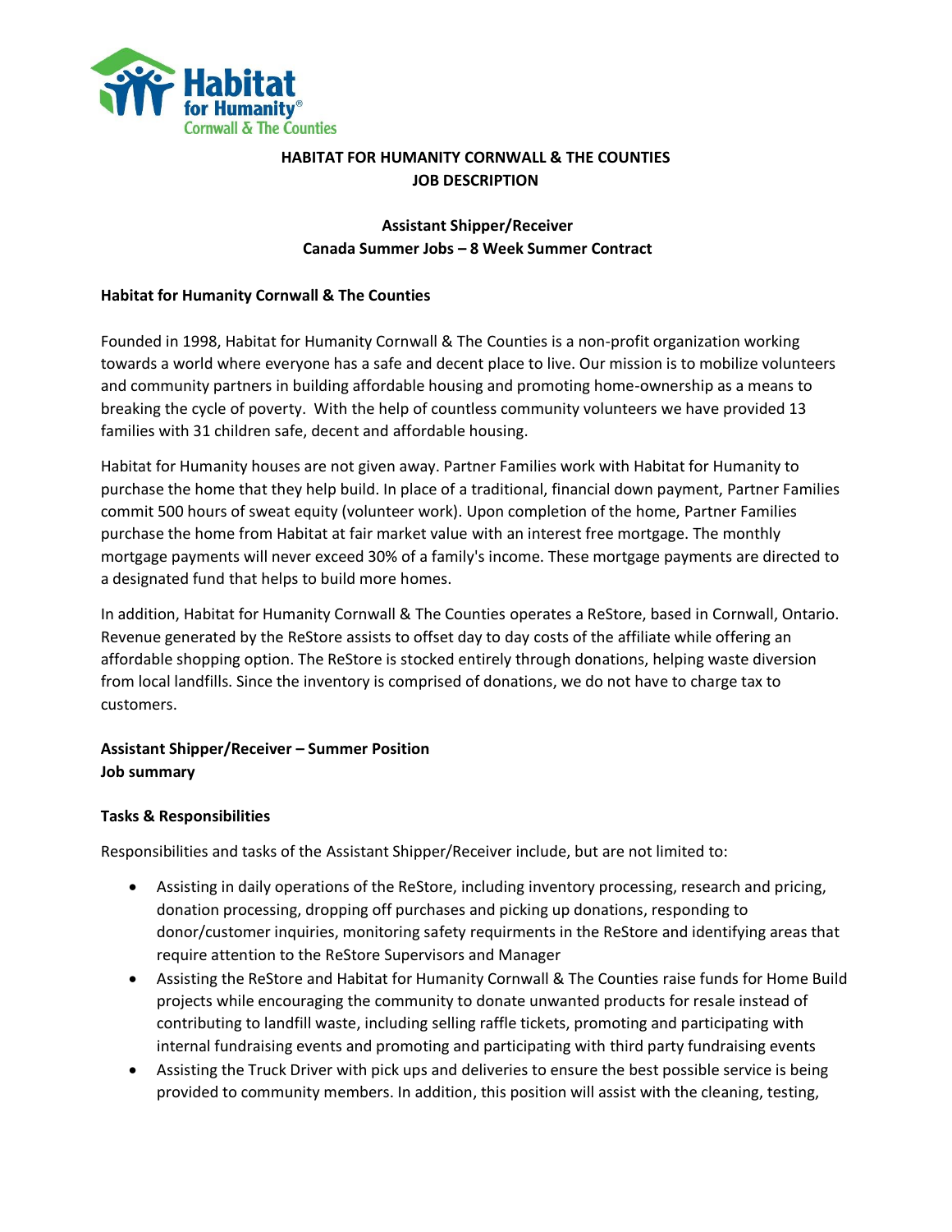# HABITAT FOR HUMANITY CORNWALL & THE COUNTIES
# JOB DESCRIPTION

## Assistant Shipper/Receiver
## Canada Summer Jobs – 8 Week Summer Contract

### Habitat for Humanity Cornwall & The Counties

Founded in 1998, Habitat for Humanity Cornwall & The Counties is a non-profit organization working towards a world where everyone has a safe and decent place to live. Our mission is to mobilize volunteers and community partners in building affordable housing and promoting home-ownership as a means to breaking the cycle of poverty. With the help of countless community volunteers we have provided 13 families with 31 children safe, decent and affordable housing.

Habitat for Humanity houses are not given away. Partner Families work with Habitat for Humanity to purchase the home that they help build. In place of a traditional, financial down payment, Partner Families commit 500 hours of sweat equity (volunteer work). Upon completion of the home, Partner Families purchase the home from Habitat at fair market value with an interest free mortgage. The monthly mortgage payments will never exceed 30% of a family's income. These mortgage payments are directed to a designated fund that helps to build more homes.

In addition, Habitat for Humanity Cornwall & The Counties operates a ReStore, based in Cornwall, Ontario. Revenue generated by the ReStore assists to offset day to day costs of the affiliate while offering an affordable shopping option. The ReStore is stocked entirely through donations, helping waste diversion from local landfills. Since the inventory is comprised of donations, we do not have to charge tax to customers.

### Assistant Shipper/Receiver – Summer Position
### Job summary

### Tasks & Responsibilities

Responsibilities and tasks of the Assistant Shipper/Receiver include, but are not limited to:

- Assisting in daily operations of the ReStore, including inventory processing, research and pricing, donation processing, dropping off purchases and picking up donations, responding to donor/customer inquiries, monitoring safety requirments in the ReStore and identifying areas that require attention to the ReStore Supervisors and Manager
- Assisting the ReStore and Habitat for Humanity Cornwall & The Counties raise funds for Home Build projects while encouraging the community to donate unwanted products for resale instead of contributing to landfill waste, including selling raffle tickets, promoting and participating with internal fundraising events and promoting and participating with third party fundraising events
- Assisting the Truck Driver with pick ups and deliveries to ensure the best possible service is being provided to community members. In addition, this position will assist with the cleaning, testing,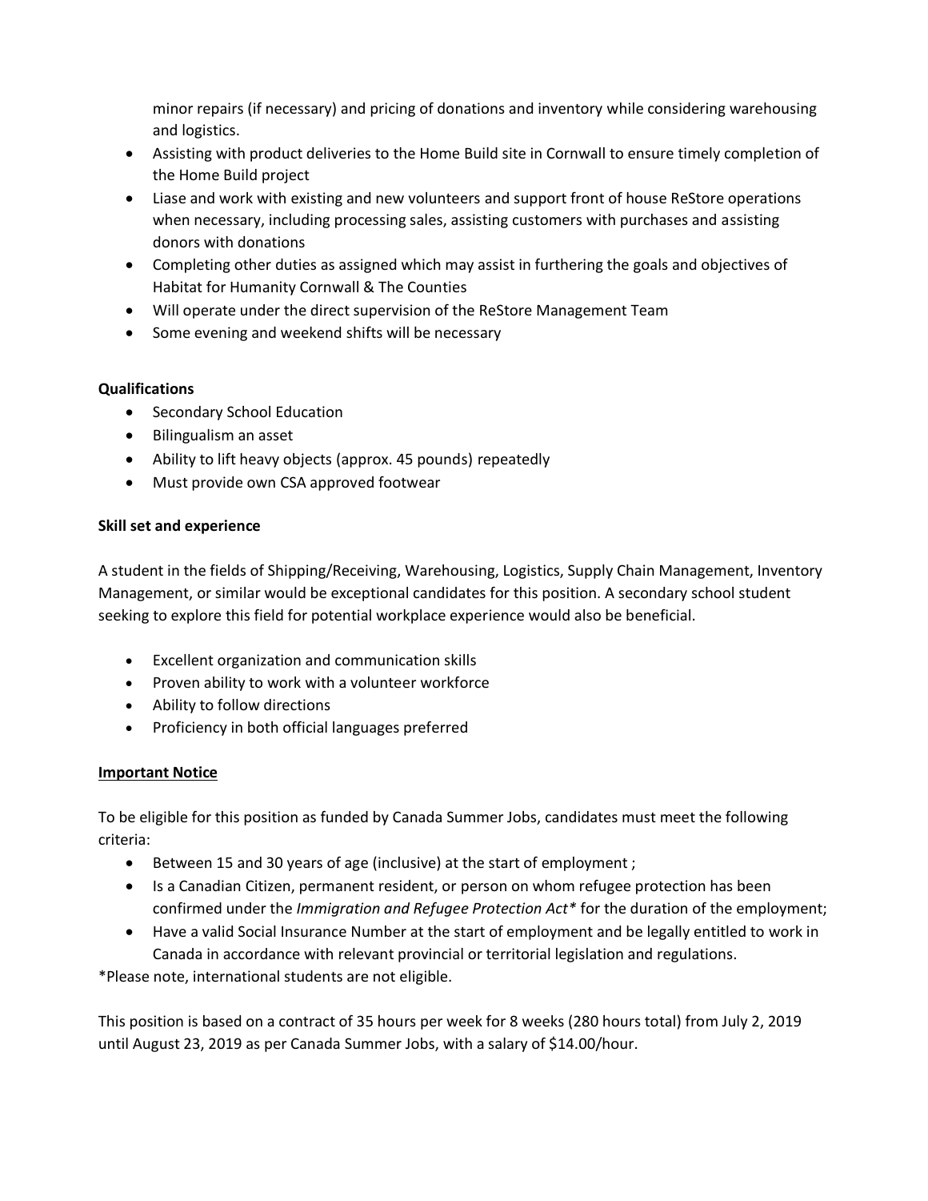minor repairs (if necessary) and pricing of donations and inventory while considering warehousing and logistics.

- Assisting with product deliveries to the Home Build site in Cornwall to ensure timely completion of the Home Build project
- Liase and work with existing and new volunteers and support front of house ReStore operations when necessary, including processing sales, assisting customers with purchases and assisting donors with donations
- Completing other duties as assigned which may assist in furthering the goals and objectives of Habitat for Humanity Cornwall & The Counties
- Will operate under the direct supervision of the ReStore Management Team
- Some evening and weekend shifts will be necessary

**Qualifications**

- Secondary School Education
- Bilingualism an asset
- Ability to lift heavy objects (approx. 45 pounds) repeatedly
- Must provide own CSA approved footwear

**Skill set and experience**

A student in the fields of Shipping/Receiving, Warehousing, Logistics, Supply Chain Management, Inventory Management, or similar would be exceptional candidates for this position. A secondary school student seeking to explore this field for potential workplace experience would also be beneficial.

- Excellent organization and communication skills
- Proven ability to work with a volunteer workforce
- Ability to follow directions
- Proficiency in both official languages preferred

**Important Notice**

To be eligible for this position as funded by Canada Summer Jobs, candidates must meet the following criteria:

- Between 15 and 30 years of age (inclusive) at the start of employment ;
- Is a Canadian Citizen, permanent resident, or person on whom refugee protection has been confirmed under the *Immigration and Refugee Protection Act** for the duration of the employment;
- Have a valid Social Insurance Number at the start of employment and be legally entitled to work in Canada in accordance with relevant provincial or territorial legislation and regulations.

*Please note, international students are not eligible.

This position is based on a contract of 35 hours per week for 8 weeks (280 hours total) from July 2, 2019 until August 23, 2019 as per Canada Summer Jobs, with a salary of $14.00/hour.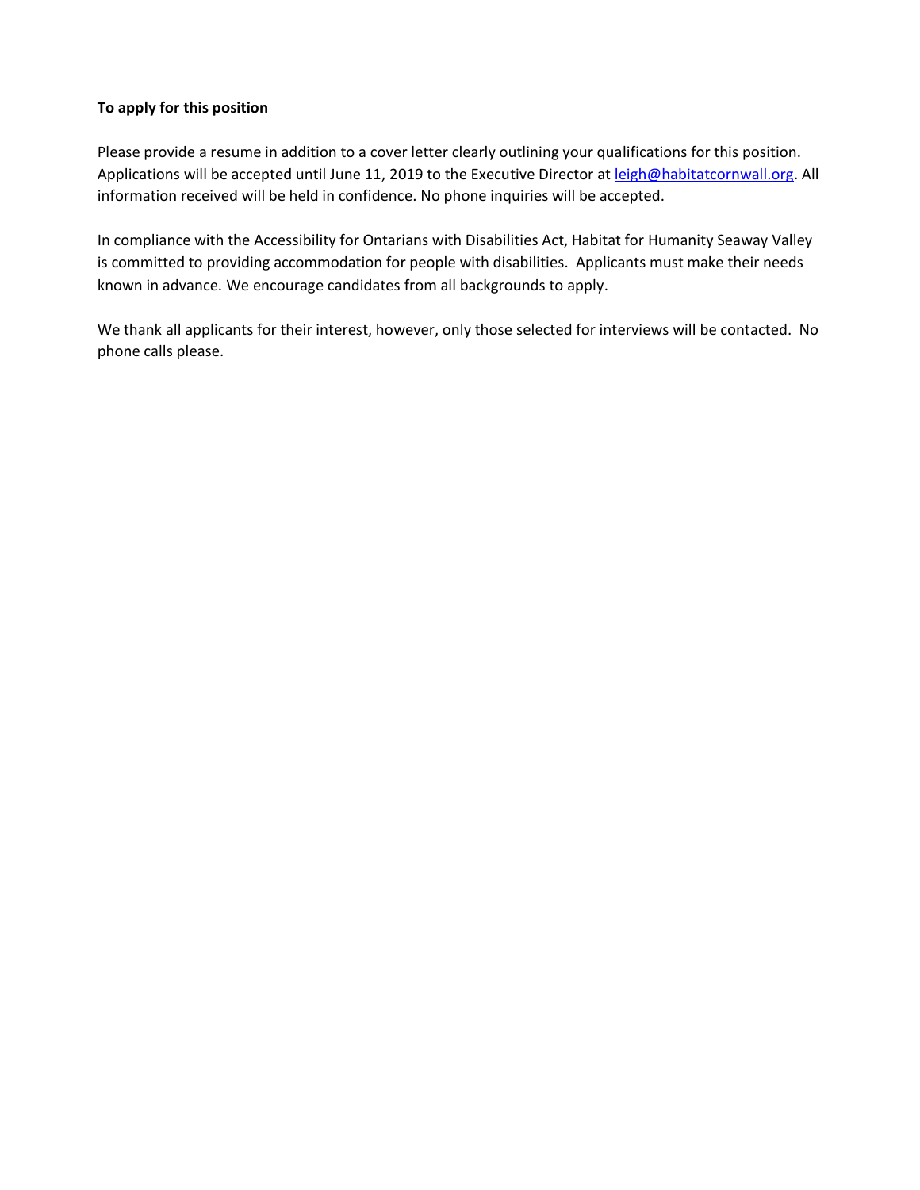**To apply for this position**

Please provide a resume in addition to a cover letter clearly outlining your qualifications for this position. Applications will be accepted until June 11, 2019 to the Executive Director at leigh@habitatcornwall.org. All information received will be held in confidence. No phone inquiries will be accepted.

In compliance with the Accessibility for Ontarians with Disabilities Act, Habitat for Humanity Seaway Valley is committed to providing accommodation for people with disabilities. Applicants must make their needs known in advance. We encourage candidates from all backgrounds to apply.

We thank all applicants for their interest, however, only those selected for interviews will be contacted. No phone calls please.